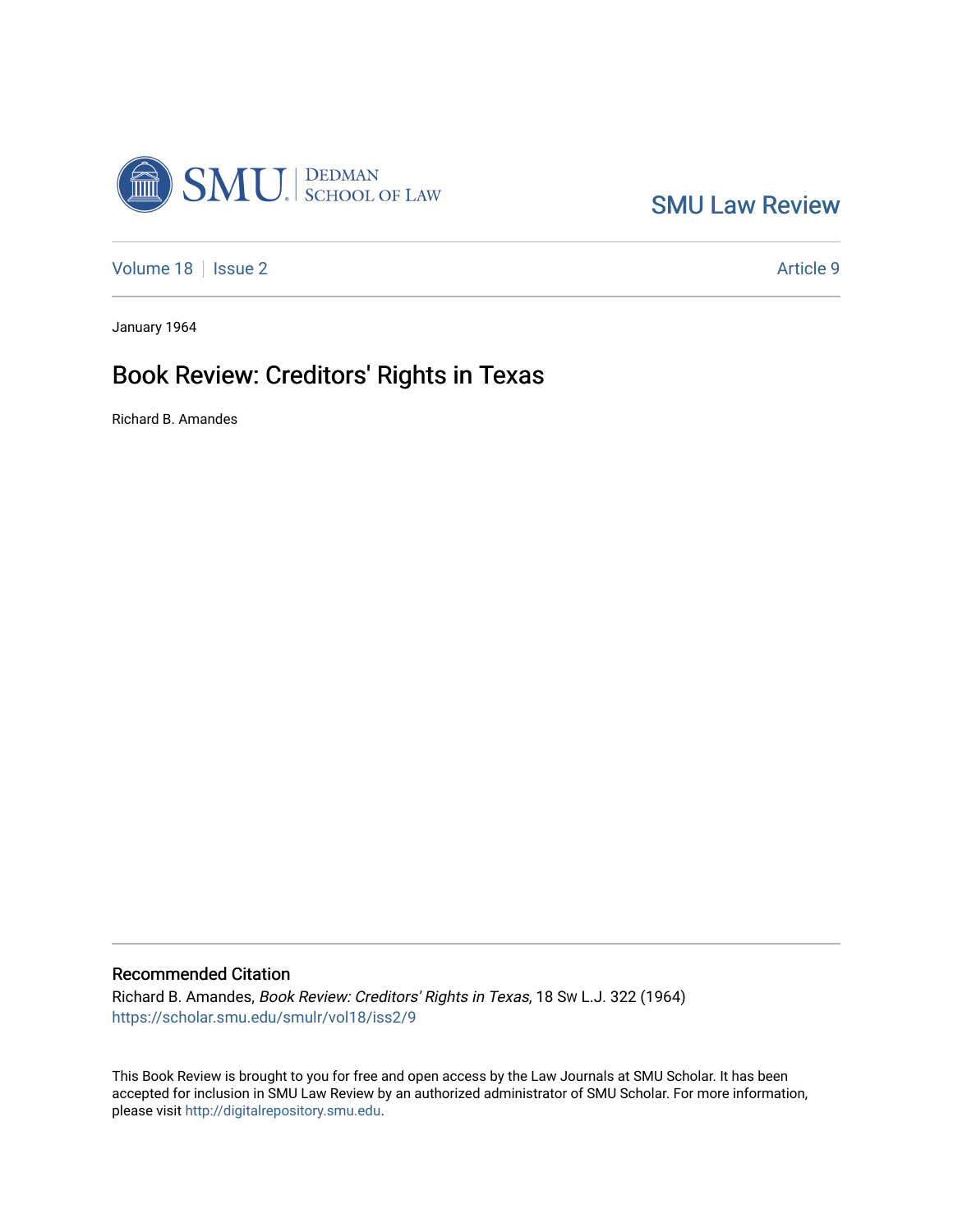SMU Law Review

Volume 18 | Issue 2 | Article 9

January 1964

# Book Review: Creditors' Rights in Texas

Richard B. Amandes

## Recommended Citation

Richard B. Amandes, *Book Review: Creditors' Rights in Texas*, 18 Sw L.J. 322 (1964)
https://scholar.smu.edu/smulr/vol18/iss2/9

This Book Review is brought to you for free and open access by the Law Journals at SMU Scholar. It has been accepted for inclusion in SMU Law Review by an authorized administrator of SMU Scholar. For more information, please visit http://digitalrepository.smu.edu.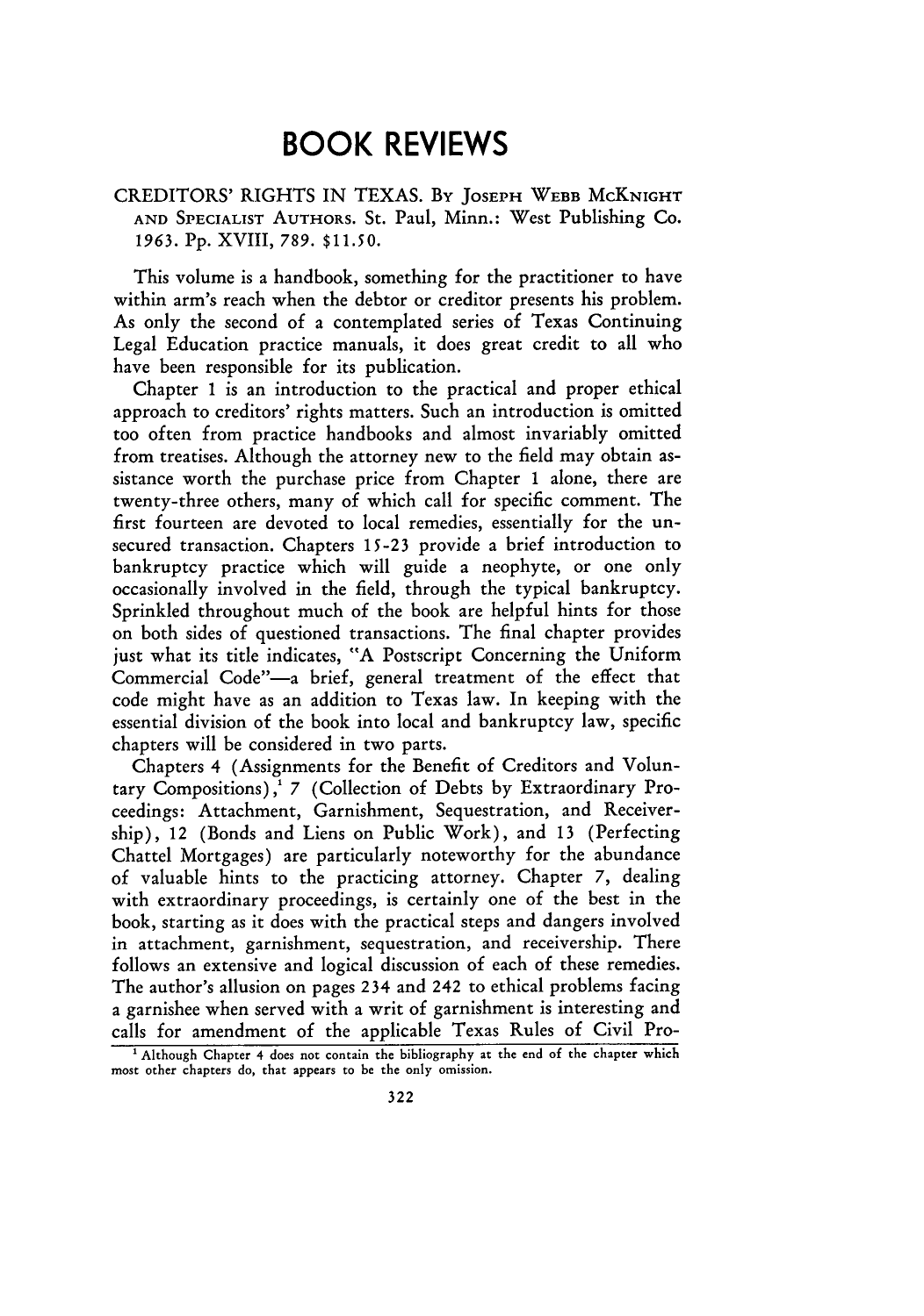# BOOK REVIEWS

CREDITORS' RIGHTS IN TEXAS. BY JOSEPH WEBB MCKNIGHT AND SPECIALIST AUTHORS. St. Paul, Minn.: West Publishing Co. 1963. Pp. XVIII, 789. $11.50.

This volume is a handbook, something for the practitioner to have within arm's reach when the debtor or creditor presents his problem. As only the second of a contemplated series of Texas Continuing Legal Education practice manuals, it does great credit to all who have been responsible for its publication.

Chapter 1 is an introduction to the practical and proper ethical approach to creditors' rights matters. Such an introduction is omitted too often from practice handbooks and almost invariably omitted from treatises. Although the attorney new to the field may obtain assistance worth the purchase price from Chapter 1 alone, there are twenty-three others, many of which call for specific comment. The first fourteen are devoted to local remedies, essentially for the unsecured transaction. Chapters 15-23 provide a brief introduction to bankruptcy practice which will guide a neophyte, or one only occasionally involved in the field, through the typical bankruptcy. Sprinkled throughout much of the book are helpful hints for those on both sides of questioned transactions. The final chapter provides just what its title indicates, "A Postscript Concerning the Uniform Commercial Code"—a brief, general treatment of the effect that code might have as an addition to Texas law. In keeping with the essential division of the book into local and bankruptcy law, specific chapters will be considered in two parts.

Chapters 4 (Assignments for the Benefit of Creditors and Voluntary Compositions),[1] 7 (Collection of Debts by Extraordinary Proceedings: Attachment, Garnishment, Sequestration, and Receivership), 12 (Bonds and Liens on Public Work), and 13 (Perfecting Chattel Mortgages) are particularly noteworthy for the abundance of valuable hints to the practicing attorney. Chapter 7, dealing with extraordinary proceedings, is certainly one of the best in the book, starting as it does with the practical steps and dangers involved in attachment, garnishment, sequestration, and receivership. There follows an extensive and logical discussion of each of these remedies. The author's allusion on pages 234 and 242 to ethical problems facing a garnishee when served with a writ of garnishment is interesting and calls for amendment of the applicable Texas Rules of Civil Pro-

[1] Although Chapter 4 does not contain the bibliography at the end of the chapter which most other chapters do, that appears to be the only omission.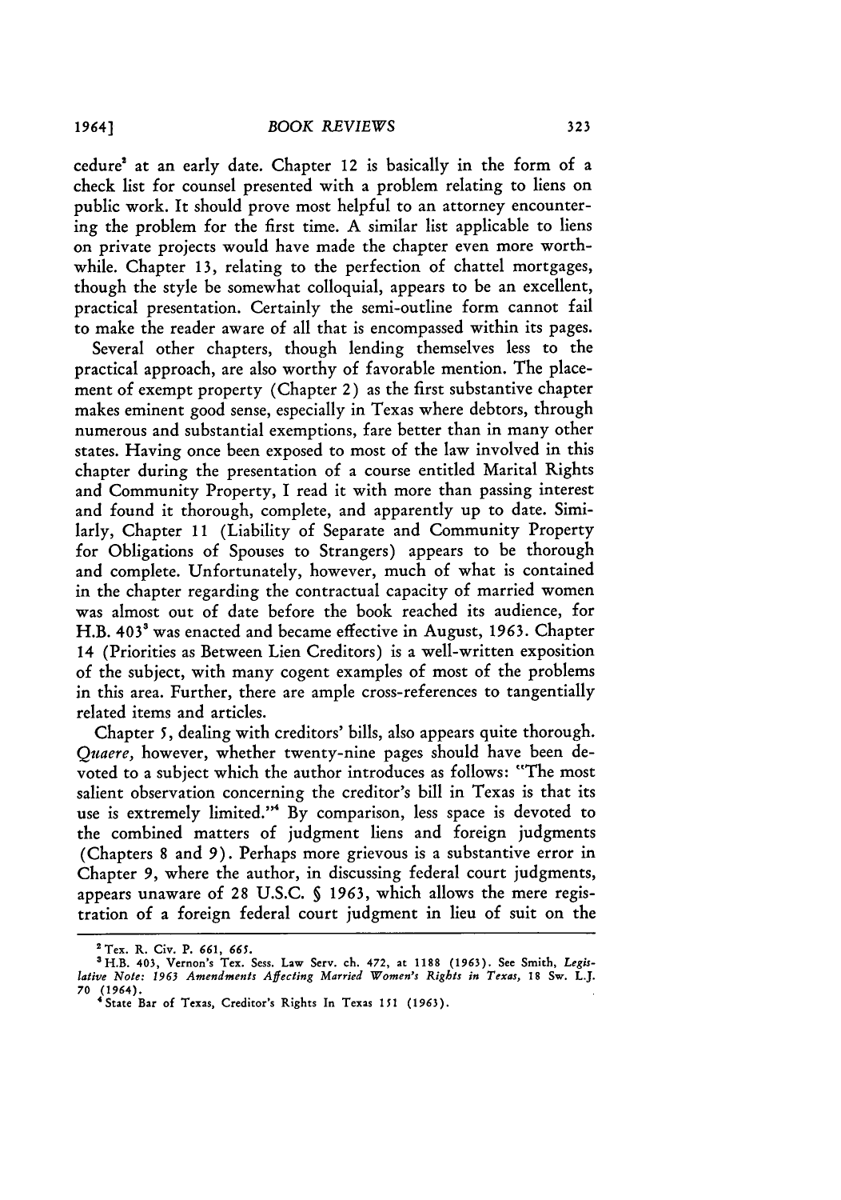cedure[2] at an early date. Chapter 12 is basically in the form of a check list for counsel presented with a problem relating to liens on public work. It should prove most helpful to an attorney encountering the problem for the first time. A similar list applicable to liens on private projects would have made the chapter even more worthwhile. Chapter 13, relating to the perfection of chattel mortgages, though the style be somewhat colloquial, appears to be an excellent, practical presentation. Certainly the semi-outline form cannot fail to make the reader aware of all that is encompassed within its pages.

Several other chapters, though lending themselves less to the practical approach, are also worthy of favorable mention. The placement of exempt property (Chapter 2) as the first substantive chapter makes eminent good sense, especially in Texas where debtors, through numerous and substantial exemptions, fare better than in many other states. Having once been exposed to most of the law involved in this chapter during the presentation of a course entitled Marital Rights and Community Property, I read it with more than passing interest and found it thorough, complete, and apparently up to date. Similarly, Chapter 11 (Liability of Separate and Community Property for Obligations of Spouses to Strangers) appears to be thorough and complete. Unfortunately, however, much of what is contained in the chapter regarding the contractual capacity of married women was almost out of date before the book reached its audience, for H.B. 403[3] was enacted and became effective in August, 1963. Chapter 14 (Priorities as Between Lien Creditors) is a well-written exposition of the subject, with many cogent examples of most of the problems in this area. Further, there are ample cross-references to tangentially related items and articles.

Chapter 5, dealing with creditors' bills, also appears quite thorough. *Quaere*, however, whether twenty-nine pages should have been devoted to a subject which the author introduces as follows: "The most salient observation concerning the creditor's bill in Texas is that its use is extremely limited."[4] By comparison, less space is devoted to the combined matters of judgment liens and foreign judgments (Chapters 8 and 9). Perhaps more grievous is a substantive error in Chapter 9, where the author, in discussing federal court judgments, appears unaware of 28 U.S.C. § 1963, which allows the mere registration of a foreign federal court judgment in lieu of suit on the

---

[2] Tex. R. Civ. P. 661, 665.

[3] H.B. 403, Vernon's Tex. Sess. Law Serv. ch. 472, at 1188 (1963). See Smith, *Legislative Note: 1963 Amendments Affecting Married Women's Rights in Texas*, 18 Sw. L.J. 70 (1964).

[4] State Bar of Texas, Creditor's Rights In Texas 151 (1963).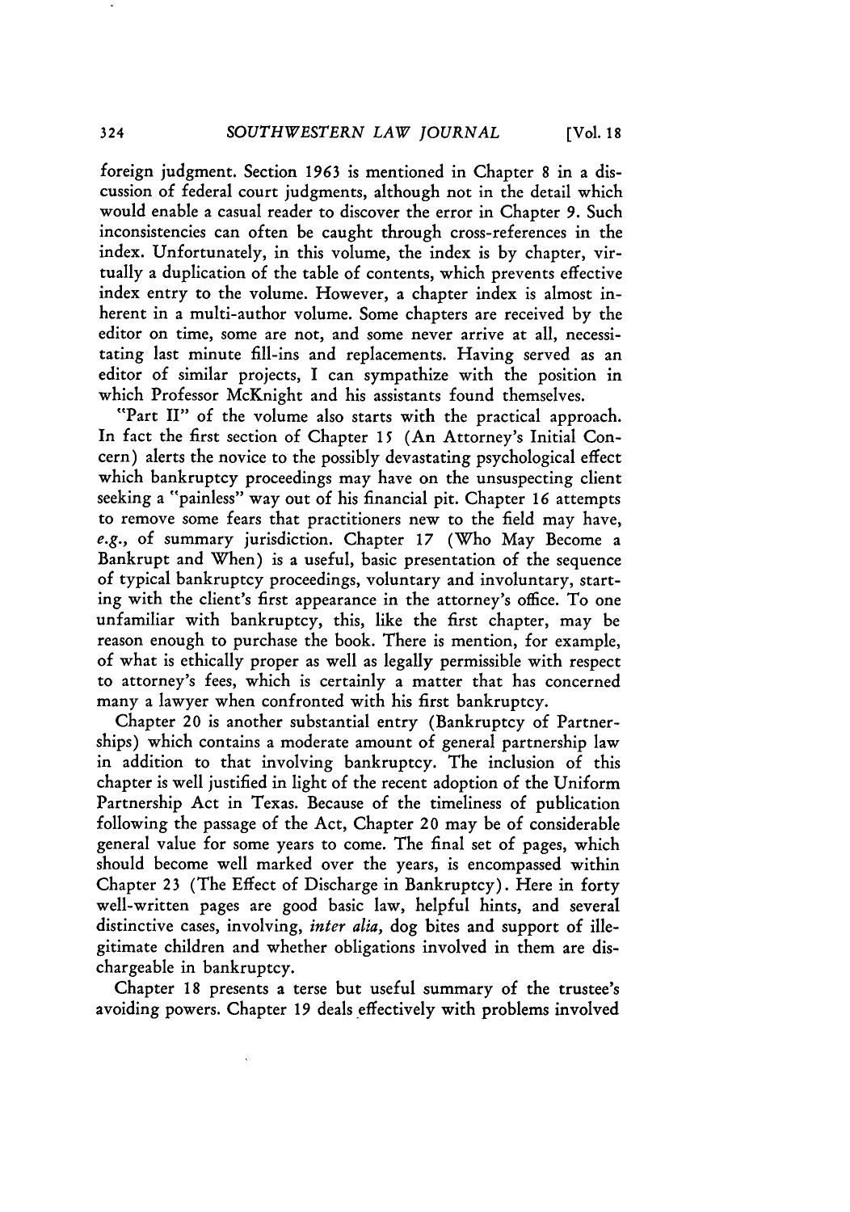foreign judgment. Section 1963 is mentioned in Chapter 8 in a discussion of federal court judgments, although not in the detail which would enable a casual reader to discover the error in Chapter 9. Such inconsistencies can often be caught through cross-references in the index. Unfortunately, in this volume, the index is by chapter, virtually a duplication of the table of contents, which prevents effective index entry to the volume. However, a chapter index is almost inherent in a multi-author volume. Some chapters are received by the editor on time, some are not, and some never arrive at all, necessitating last minute fill-ins and replacements. Having served as an editor of similar projects, I can sympathize with the position in which Professor McKnight and his assistants found themselves.

"Part II" of the volume also starts with the practical approach. In fact the first section of Chapter 15 (An Attorney's Initial Concern) alerts the novice to the possibly devastating psychological effect which bankruptcy proceedings may have on the unsuspecting client seeking a "painless" way out of his financial pit. Chapter 16 attempts to remove some fears that practitioners new to the field may have, *e.g.*, of summary jurisdiction. Chapter 17 (Who May Become a Bankrupt and When) is a useful, basic presentation of the sequence of typical bankruptcy proceedings, voluntary and involuntary, starting with the client's first appearance in the attorney's office. To one unfamiliar with bankruptcy, this, like the first chapter, may be reason enough to purchase the book. There is mention, for example, of what is ethically proper as well as legally permissible with respect to attorney's fees, which is certainly a matter that has concerned many a lawyer when confronted with his first bankruptcy.

Chapter 20 is another substantial entry (Bankruptcy of Partnerships) which contains a moderate amount of general partnership law in addition to that involving bankruptcy. The inclusion of this chapter is well justified in light of the recent adoption of the Uniform Partnership Act in Texas. Because of the timeliness of publication following the passage of the Act, Chapter 20 may be of considerable general value for some years to come. The final set of pages, which should become well marked over the years, is encompassed within Chapter 23 (The Effect of Discharge in Bankruptcy). Here in forty well-written pages are good basic law, helpful hints, and several distinctive cases, involving, *inter alia*, dog bites and support of illegitimate children and whether obligations involved in them are dischargeable in bankruptcy.

Chapter 18 presents a terse but useful summary of the trustee's avoiding powers. Chapter 19 deals effectively with problems involved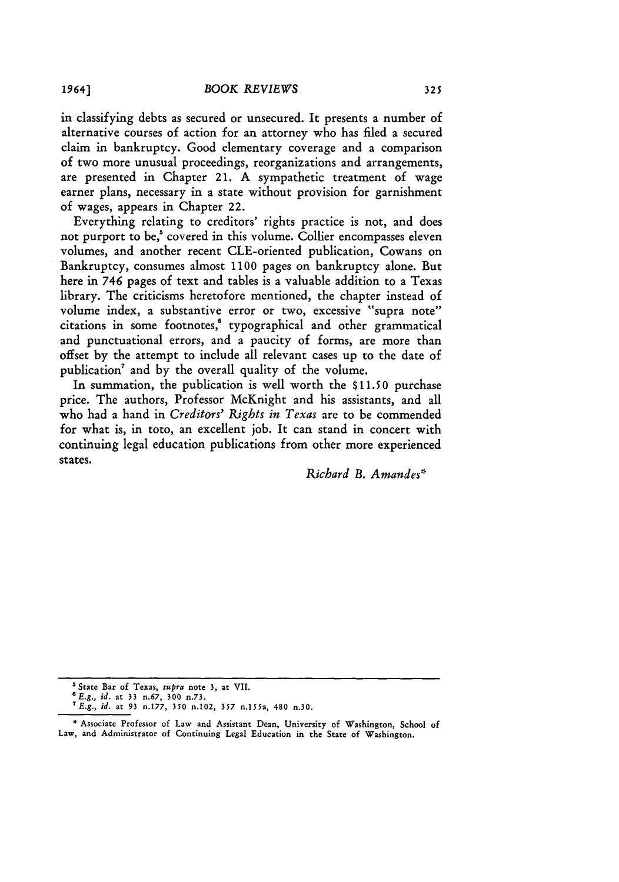in classifying debts as secured or unsecured. It presents a number of alternative courses of action for an attorney who has filed a secured claim in bankruptcy. Good elementary coverage and a comparison of two more unusual proceedings, reorganizations and arrangements, are presented in Chapter 21. A sympathetic treatment of wage earner plans, necessary in a state without provision for garnishment of wages, appears in Chapter 22.

Everything relating to creditors' rights practice is not, and does not purport to be,[5] covered in this volume. Collier encompasses eleven volumes, and another recent CLE-oriented publication, Cowans on Bankruptcy, consumes almost 1100 pages on bankruptcy alone. But here in 746 pages of text and tables is a valuable addition to a Texas library. The criticisms heretofore mentioned, the chapter instead of volume index, a substantive error or two, excessive "supra note" citations in some footnotes,[6] typographical and other grammatical and punctuational errors, and a paucity of forms, are more than offset by the attempt to include all relevant cases up to the date of publication[7] and by the overall quality of the volume.

In summation, the publication is well worth the $11.50 purchase price. The authors, Professor McKnight and his assistants, and all who had a hand in *Creditors' Rights in Texas* are to be commended for what is, in toto, an excellent job. It can stand in concert with continuing legal education publications from other more experienced states.

*Richard B. Amandes*\*

---

[5] State Bar of Texas, *supra* note 3, at VII.

[6] *E.g., id.* at 33 n.67, 300 n.73.

[7] *E.g., id.* at 93 n.177, 350 n.102, 357 n.155a, 480 n.30.

\* Associate Professor of Law and Assistant Dean, University of Washington, School of Law, and Administrator of Continuing Legal Education in the State of Washington.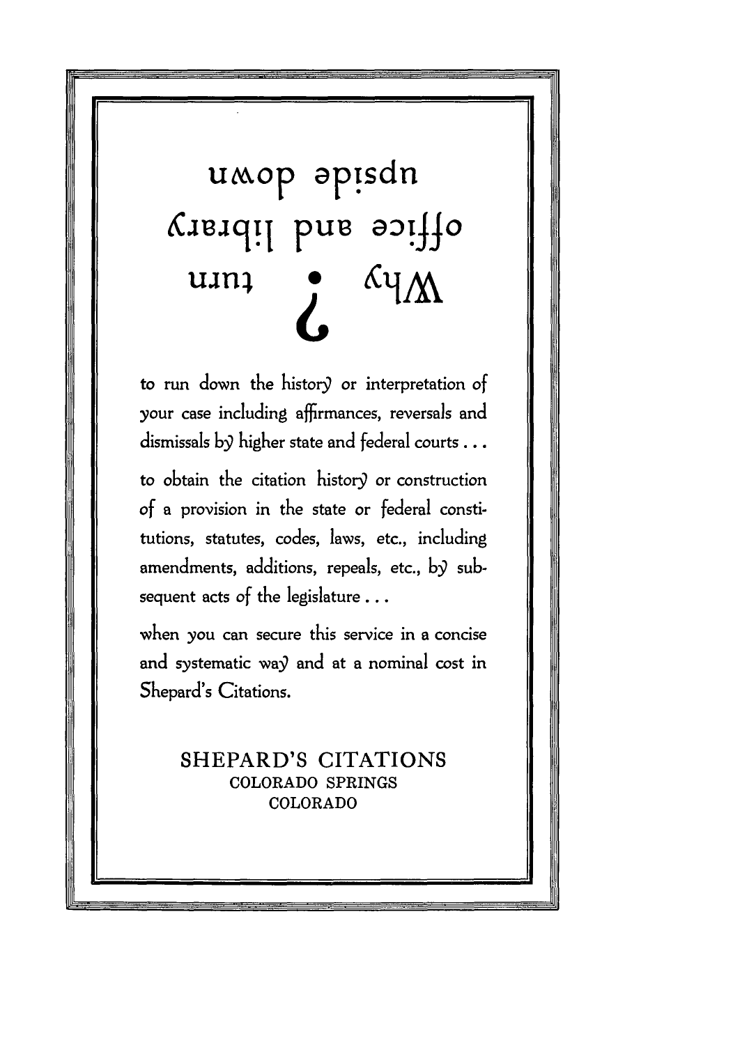# Why ¿ turn office and library upside down

to run down the history or interpretation of your case including affirmances, reversals and dismissals by higher state and federal courts . . .

to obtain the citation history or construction of a provision in the state or federal constitutions, statutes, codes, laws, etc., including amendments, additions, repeals, etc., by subsequent acts of the legislature . . .

when you can secure this service in a concise and systematic way and at a nominal cost in Shepard's Citations.

SHEPARD'S CITATIONS
COLORADO SPRINGS
COLORADO